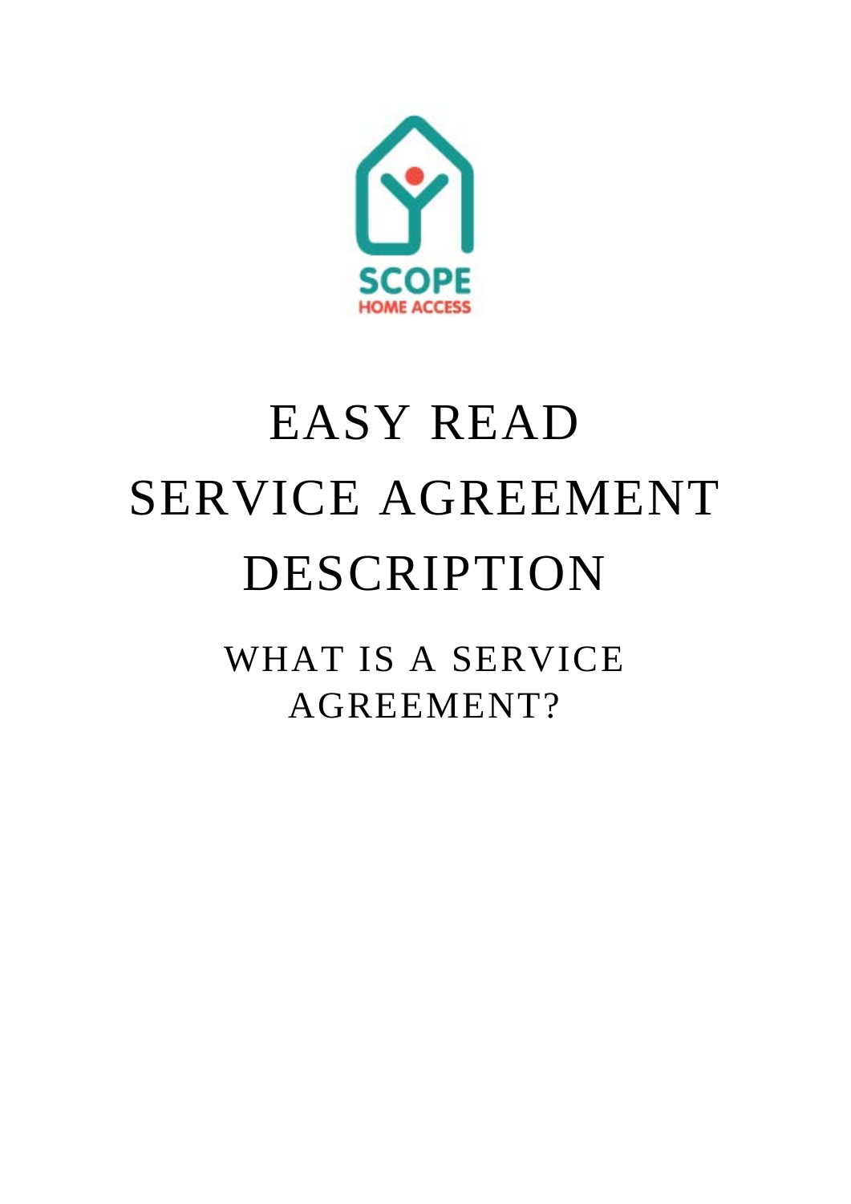SCOPE
HOME ACCESS

# EASY READ SERVICE AGREEMENT DESCRIPTION

## WHAT IS A SERVICE AGREEMENT?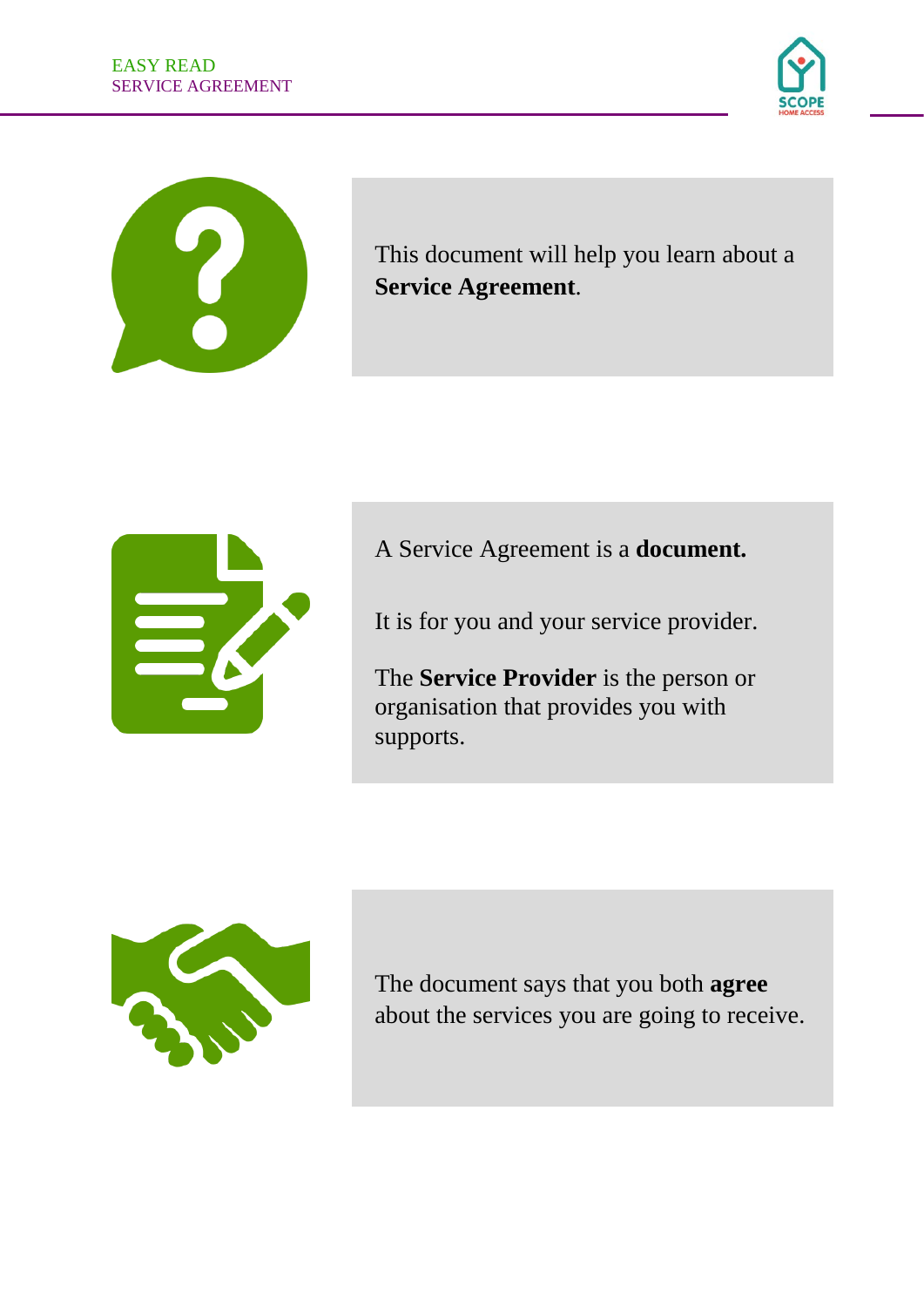This document will help you learn about a **Service Agreement**.

A Service Agreement is a **document.**

It is for you and your service provider.

The **Service Provider** is the person or organisation that provides you with supports.

The document says that you both **agree** about the services you are going to receive.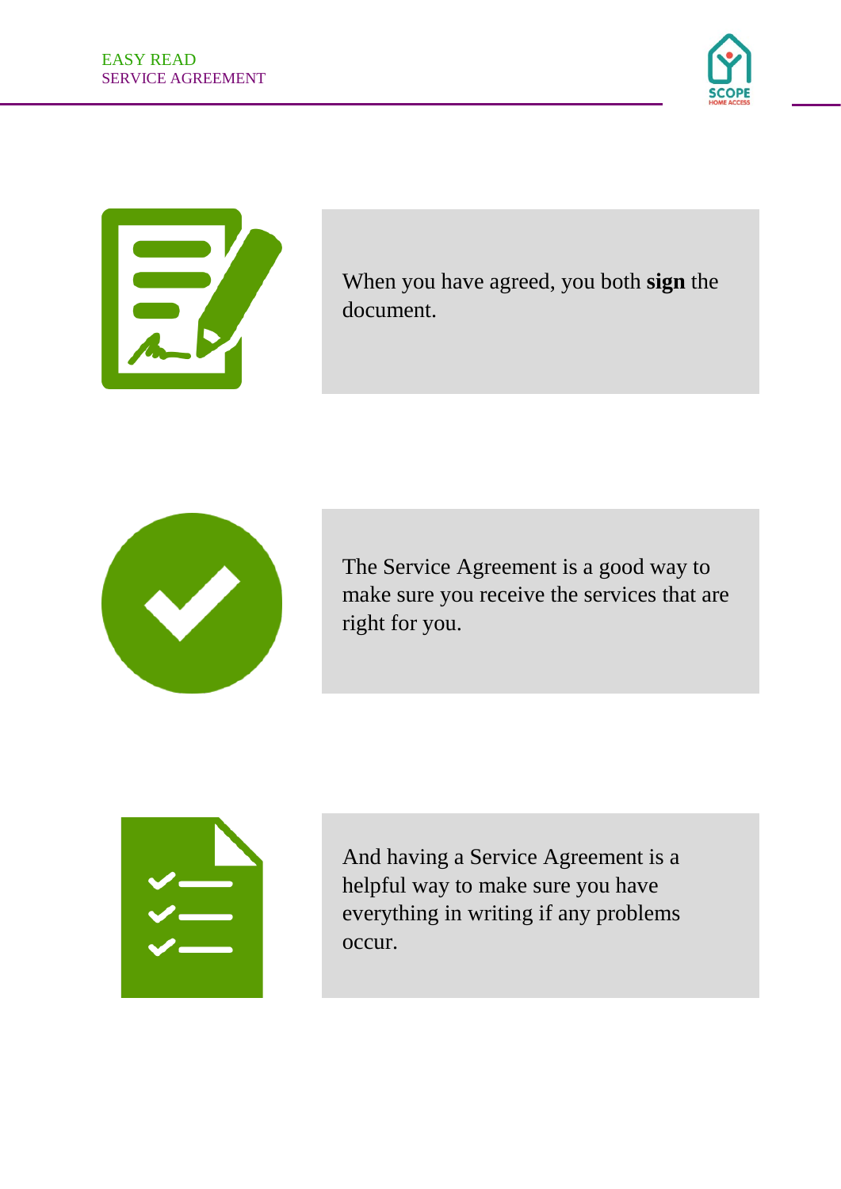When you have agreed, you both **sign** the document.

The Service Agreement is a good way to make sure you receive the services that are right for you.

And having a Service Agreement is a helpful way to make sure you have everything in writing if any problems occur.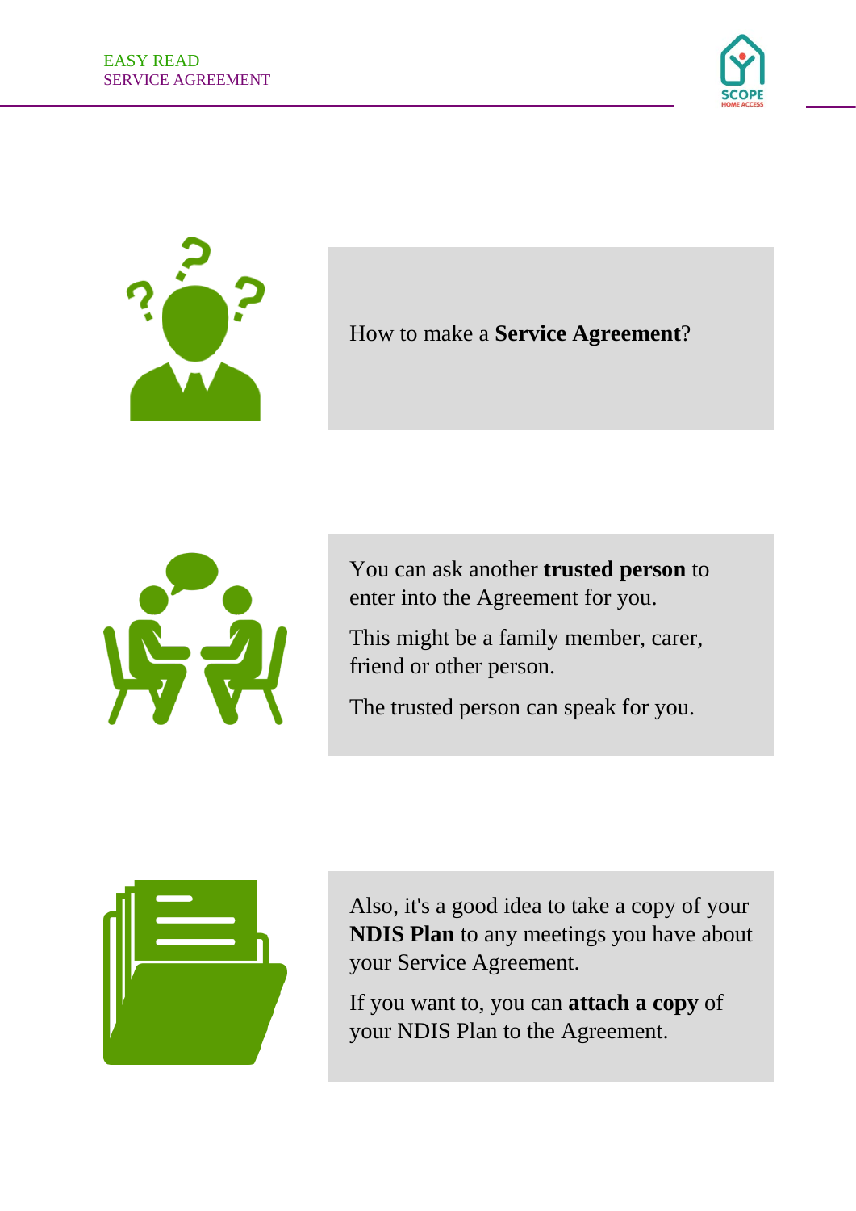How to make a **Service Agreement**?

You can ask another **trusted person** to enter into the Agreement for you.

This might be a family member, carer, friend or other person.

The trusted person can speak for you.

Also, it's a good idea to take a copy of your **NDIS Plan** to any meetings you have about your Service Agreement.

If you want to, you can **attach a copy** of your NDIS Plan to the Agreement.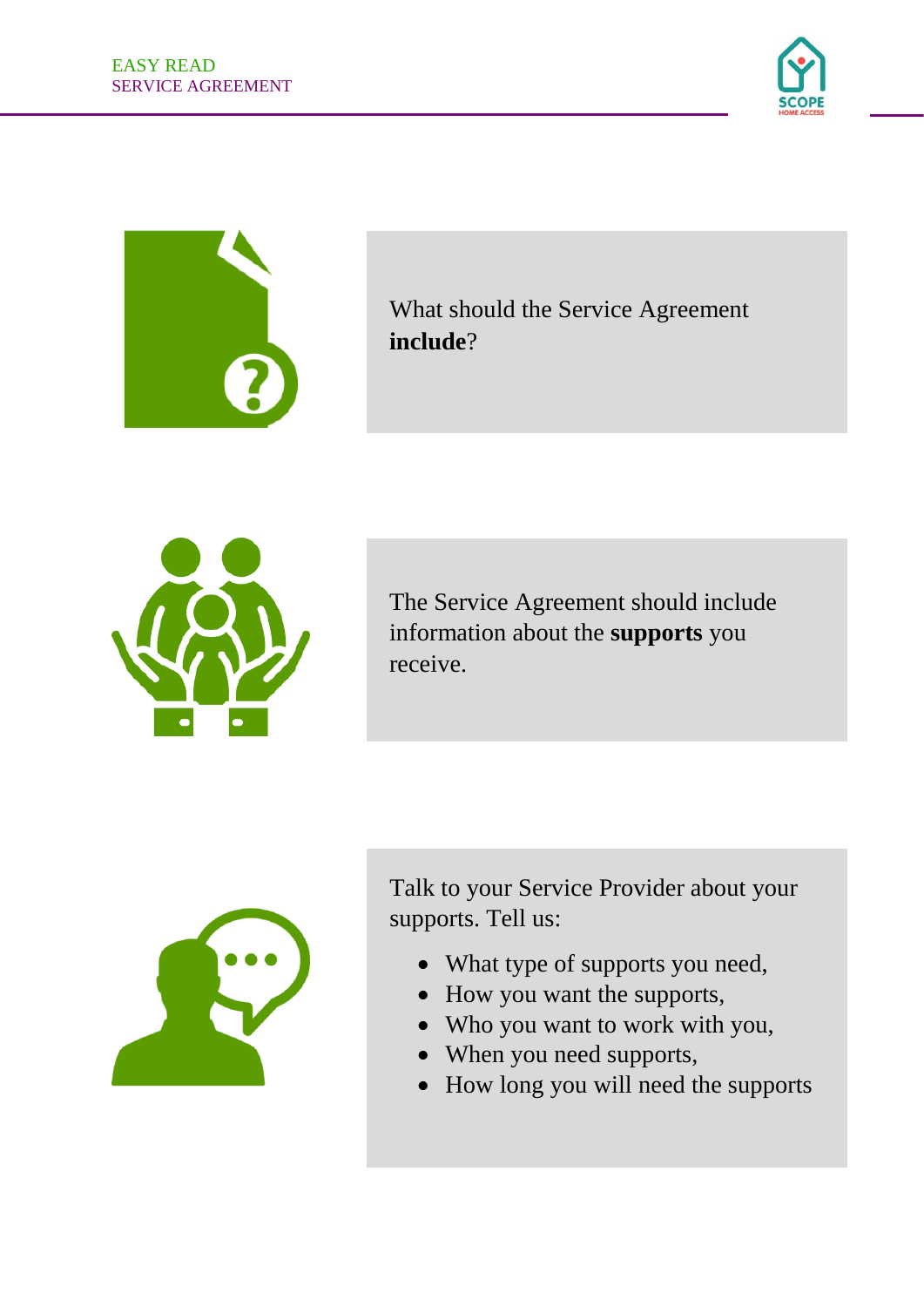What should the Service Agreement **include**?

The Service Agreement should include information about the **supports** you receive.

Talk to your Service Provider about your supports. Tell us:

- What type of supports you need,
- How you want the supports,
- Who you want to work with you,
- When you need supports,
- How long you will need the supports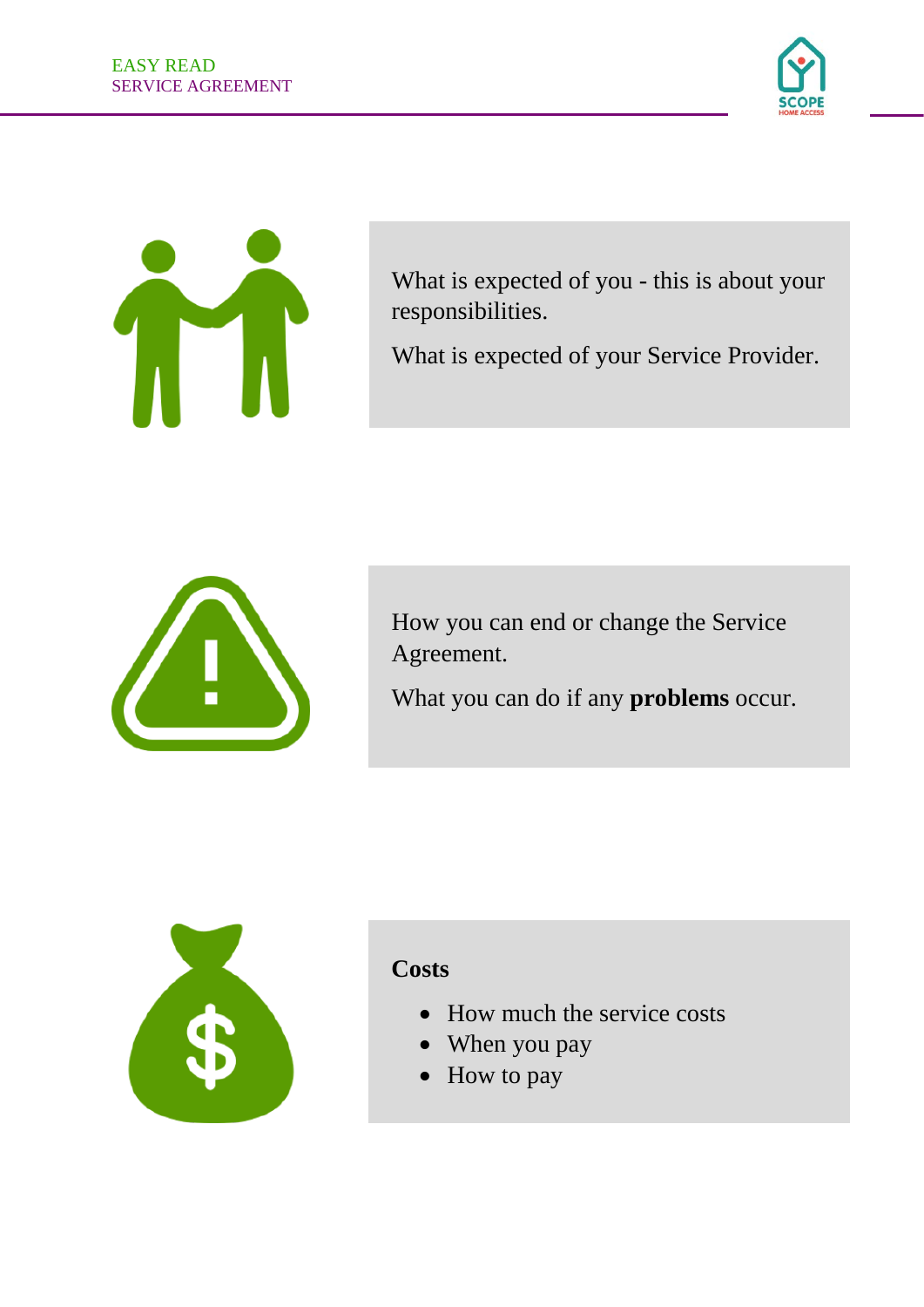What is expected of you - this is about your responsibilities.

What is expected of your Service Provider.

How you can end or change the Service Agreement.

What you can do if any **problems** occur.

**Costs**

- How much the service costs
- When you pay
- How to pay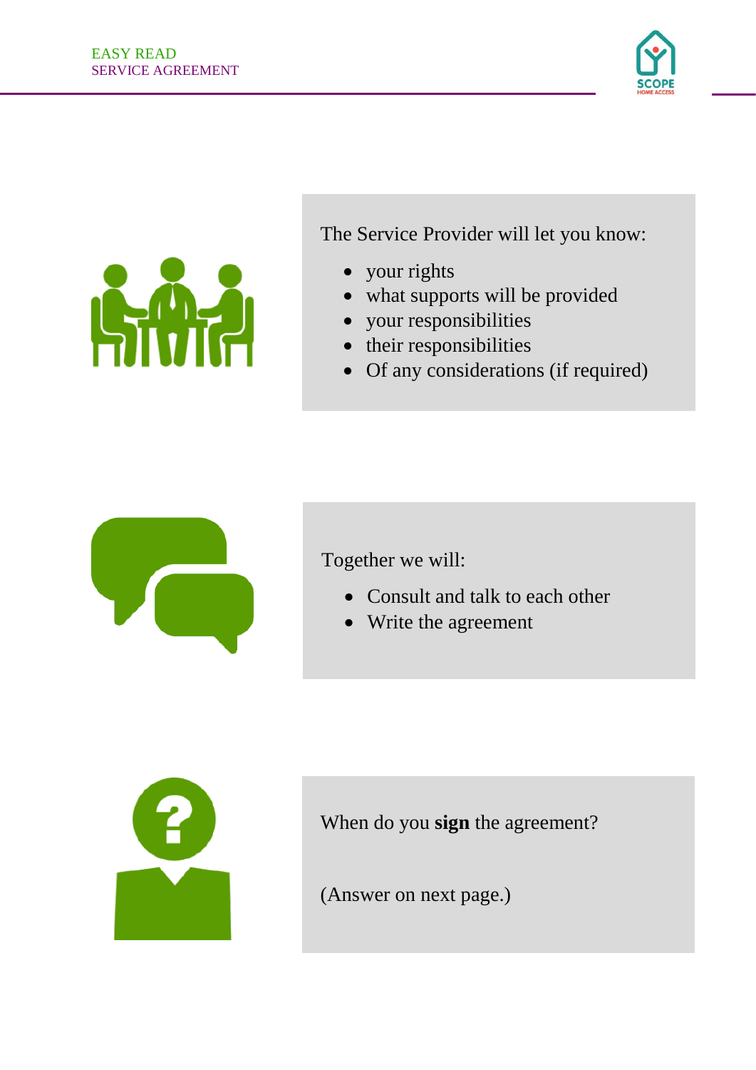The Service Provider will let you know:

- your rights
- what supports will be provided
- your responsibilities
- their responsibilities
- Of any considerations (if required)

Together we will:

- Consult and talk to each other
- Write the agreement

When do you **sign** the agreement?

(Answer on next page.)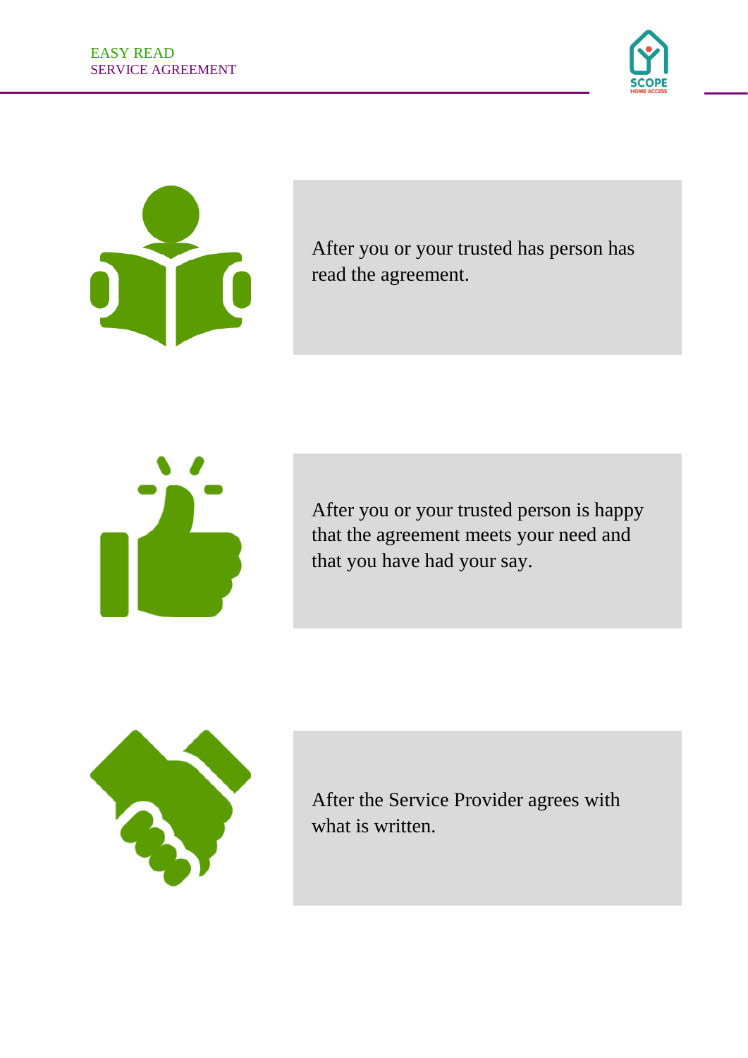After you or your trusted has person has read the agreement.

After you or your trusted person is happy that the agreement meets your need and that you have had your say.

After the Service Provider agrees with what is written.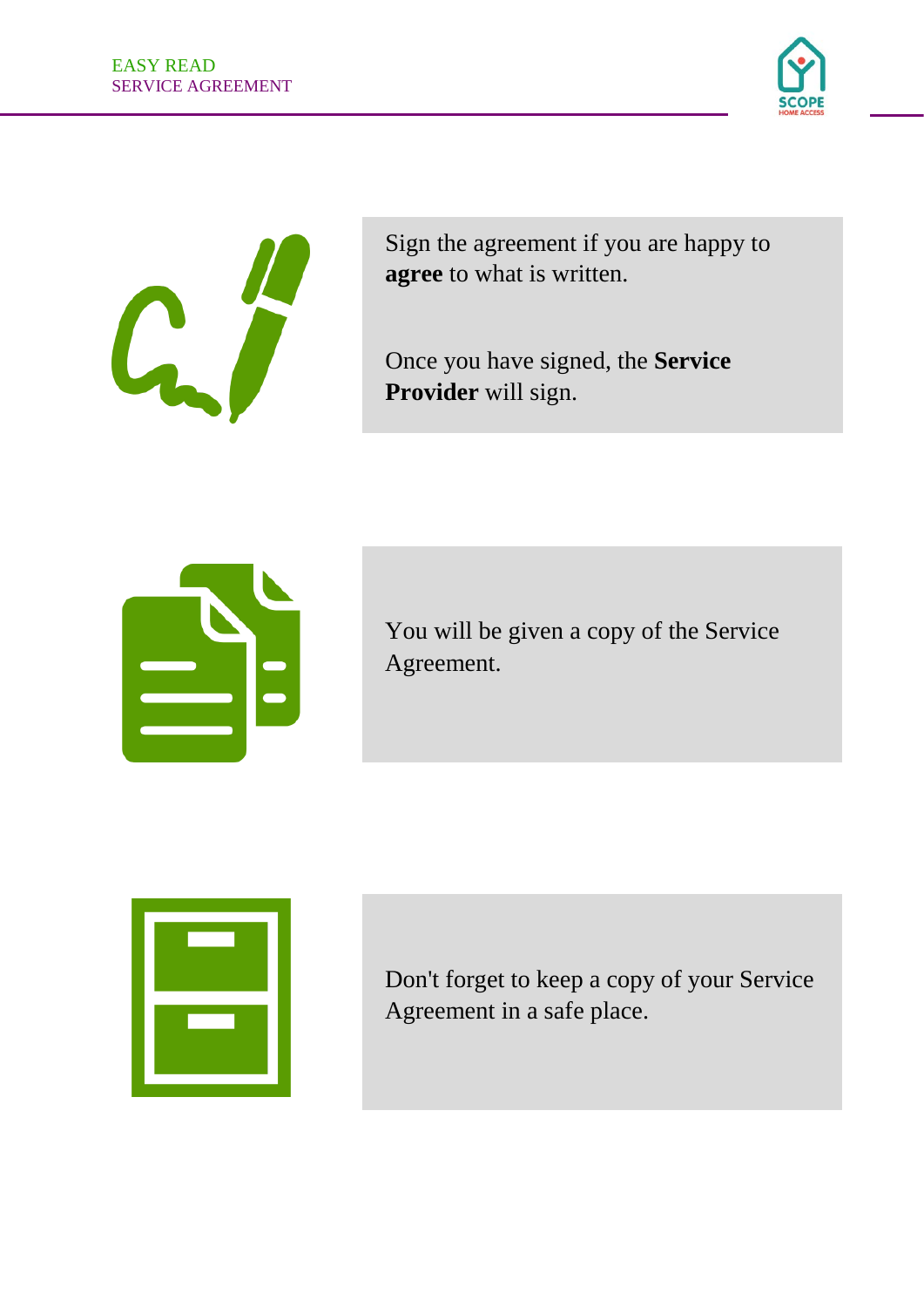Sign the agreement if you are happy to **agree** to what is written.

Once you have signed, the **Service Provider** will sign.

You will be given a copy of the Service Agreement.

Don't forget to keep a copy of your Service Agreement in a safe place.